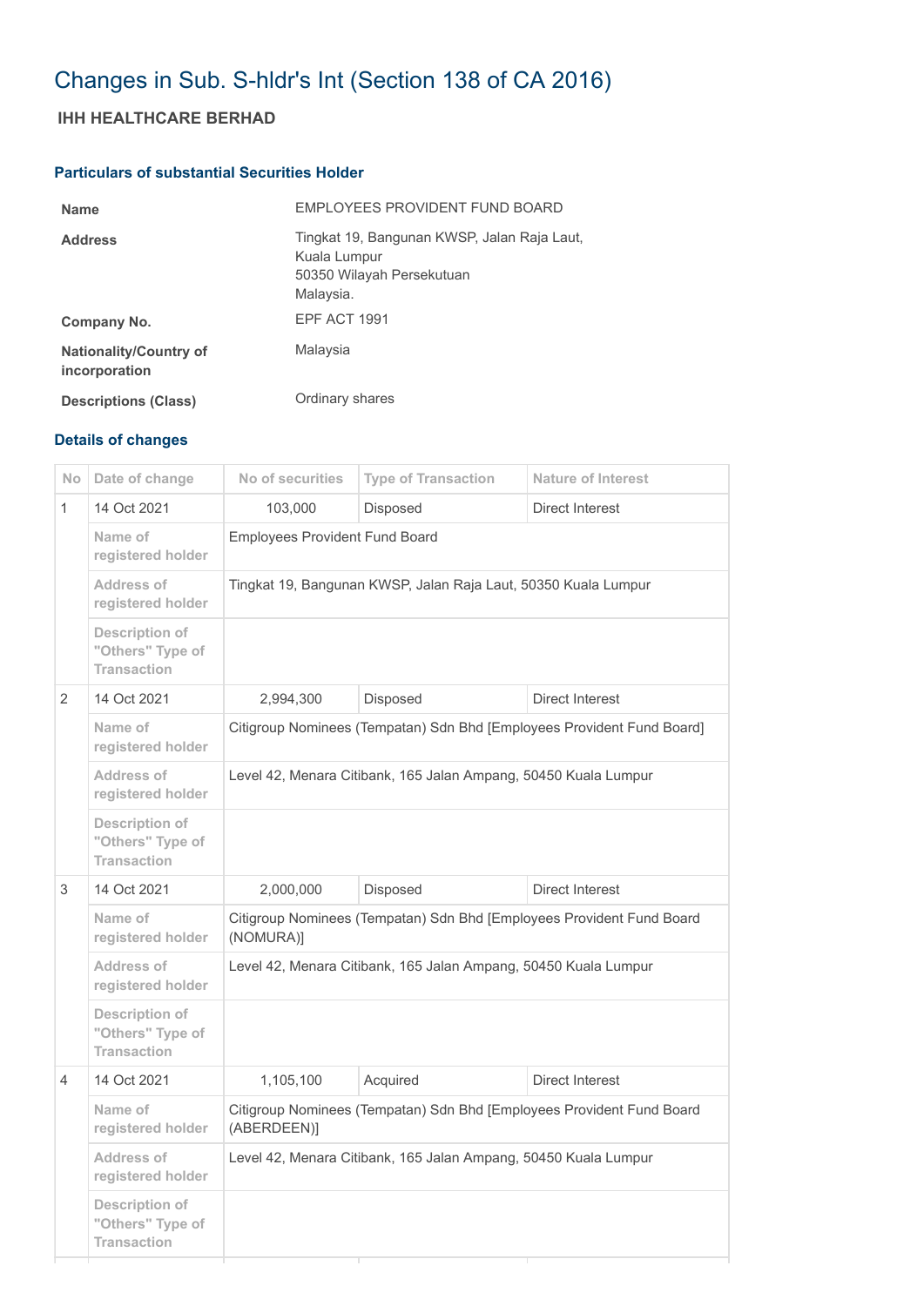# Changes in Sub. S-hldr's Int (Section 138 of CA 2016)

## IHH HEALTHCARE BERHAD

### Particulars of substantial Securities Holder

| | |
|---|---|
| **Name** | EMPLOYEES PROVIDENT FUND BOARD |
| **Address** | Tingkat 19, Bangunan KWSP, Jalan Raja Laut, Kuala Lumpur 50350 Wilayah Persekutuan Malaysia. |
| **Company No.** | EPF ACT 1991 |
| **Nationality/Country of incorporation** | Malaysia |
| **Descriptions (Class)** | Ordinary shares |

### Details of changes

| No | Date of change | No of securities | Type of Transaction | Nature of Interest |
|---|---|---|---|---|
| 1 | 14 Oct 2021 | 103,000 | Disposed | Direct Interest |
| | Name of registered holder | Employees Provident Fund Board | | |
| | Address of registered holder | Tingkat 19, Bangunan KWSP, Jalan Raja Laut, 50350 Kuala Lumpur | | |
| | Description of "Others" Type of Transaction | | | |
| 2 | 14 Oct 2021 | 2,994,300 | Disposed | Direct Interest |
| | Name of registered holder | Citigroup Nominees (Tempatan) Sdn Bhd [Employees Provident Fund Board] | | |
| | Address of registered holder | Level 42, Menara Citibank, 165 Jalan Ampang, 50450 Kuala Lumpur | | |
| | Description of "Others" Type of Transaction | | | |
| 3 | 14 Oct 2021 | 2,000,000 | Disposed | Direct Interest |
| | Name of registered holder | Citigroup Nominees (Tempatan) Sdn Bhd [Employees Provident Fund Board (NOMURA)] | | |
| | Address of registered holder | Level 42, Menara Citibank, 165 Jalan Ampang, 50450 Kuala Lumpur | | |
| | Description of "Others" Type of Transaction | | | |
| 4 | 14 Oct 2021 | 1,105,100 | Acquired | Direct Interest |
| | Name of registered holder | Citigroup Nominees (Tempatan) Sdn Bhd [Employees Provident Fund Board (ABERDEEN)] | | |
| | Address of registered holder | Level 42, Menara Citibank, 165 Jalan Ampang, 50450 Kuala Lumpur | | |
| | Description of "Others" Type of Transaction | | | |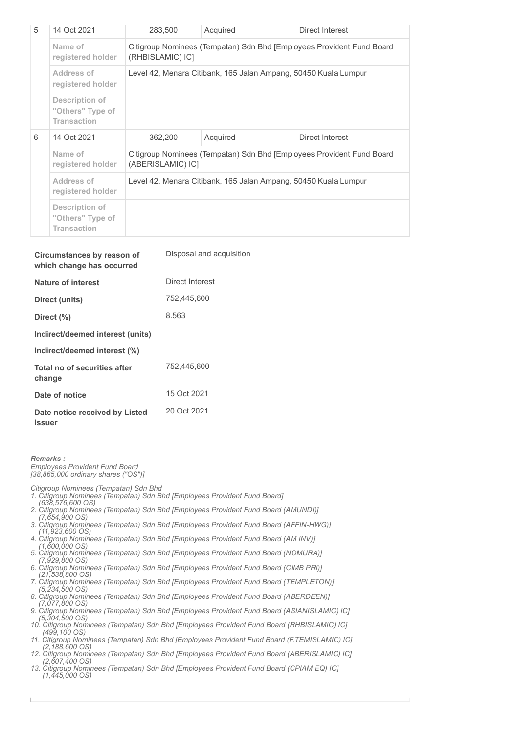| No | Date of change | No of securities | Type of transaction | Nature of Interest |
|---|---|---|---|---|
| 5 | 14 Oct 2021 | 283,500 | Acquired | Direct Interest |
| | Name of registered holder | Citigroup Nominees (Tempatan) Sdn Bhd [Employees Provident Fund Board (RHBISLAMIC) IC] | | |
| | Address of registered holder | Level 42, Menara Citibank, 165 Jalan Ampang, 50450 Kuala Lumpur | | |
| | Description of "Others" Type of Transaction | | | |
| 6 | 14 Oct 2021 | 362,200 | Acquired | Direct Interest |
| | Name of registered holder | Citigroup Nominees (Tempatan) Sdn Bhd [Employees Provident Fund Board (ABERISLAMIC) IC] | | |
| | Address of registered holder | Level 42, Menara Citibank, 165 Jalan Ampang, 50450 Kuala Lumpur | | |
| | Description of "Others" Type of Transaction | | | |

| | |
|---|---|
| **Circumstances by reason of which change has occurred** | Disposal and acquisition |
| **Nature of interest** | Direct Interest |
| **Direct (units)** | 752,445,600 |
| **Direct (%)** | 8.563 |
| **Indirect/deemed interest (units)** | |
| **Indirect/deemed interest (%)** | |
| **Total no of securities after change** | 752,445,600 |
| **Date of notice** | 15 Oct 2021 |
| **Date notice received by Listed Issuer** | 20 Oct 2021 |

***Remarks :***

*Employees Provident Fund Board*
*[38,865,000 ordinary shares ("OS")]*

*Citigroup Nominees (Tempatan) Sdn Bhd*

1. *Citigroup Nominees (Tempatan) Sdn Bhd [Employees Provident Fund Board] (638,576,600 OS)*
2. *Citigroup Nominees (Tempatan) Sdn Bhd [Employees Provident Fund Board (AMUNDI)] (7,654,900 OS)*
3. *Citigroup Nominees (Tempatan) Sdn Bhd [Employees Provident Fund Board (AFFIN-HWG)] (11,923,600 OS)*
4. *Citigroup Nominees (Tempatan) Sdn Bhd [Employees Provident Fund Board (AM INV)] (1,600,000 OS)*
5. *Citigroup Nominees (Tempatan) Sdn Bhd [Employees Provident Fund Board (NOMURA)] (7,929,800 OS)*
6. *Citigroup Nominees (Tempatan) Sdn Bhd [Employees Provident Fund Board (CIMB PRI)] (21,538,800 OS)*
7. *Citigroup Nominees (Tempatan) Sdn Bhd [Employees Provident Fund Board (TEMPLETON)] (5,234,500 OS)*
8. *Citigroup Nominees (Tempatan) Sdn Bhd [Employees Provident Fund Board (ABERDEEN)] (7,077,800 OS)*
9. *Citigroup Nominees (Tempatan) Sdn Bhd [Employees Provident Fund Board (ASIANISLAMIC) IC] (5,304,500 OS)*
10. *Citigroup Nominees (Tempatan) Sdn Bhd [Employees Provident Fund Board (RHBISLAMIC) IC] (499,100 OS)*
11. *Citigroup Nominees (Tempatan) Sdn Bhd [Employees Provident Fund Board (F.TEMISLAMIC) IC] (2,188,600 OS)*
12. *Citigroup Nominees (Tempatan) Sdn Bhd [Employees Provident Fund Board (ABERISLAMIC) IC] (2,607,400 OS)*
13. *Citigroup Nominees (Tempatan) Sdn Bhd [Employees Provident Fund Board (CPIAM EQ) IC] (1,445,000 OS)*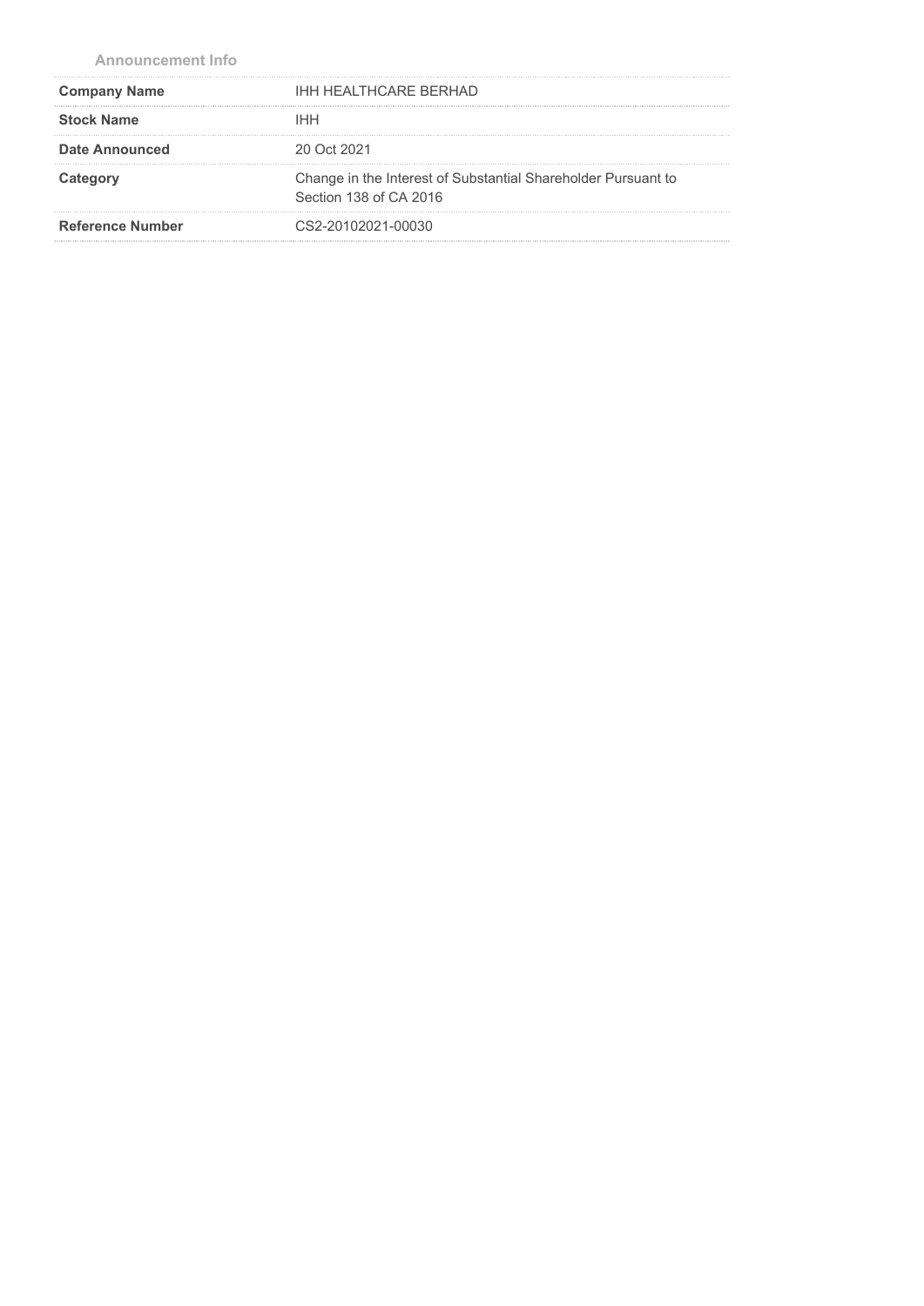**Announcement Info**

| | |
|---|---|
| **Company Name** | IHH HEALTHCARE BERHAD |
| **Stock Name** | IHH |
| **Date Announced** | 20 Oct 2021 |
| **Category** | Change in the Interest of Substantial Shareholder Pursuant to Section 138 of CA 2016 |
| **Reference Number** | CS2-20102021-00030 |